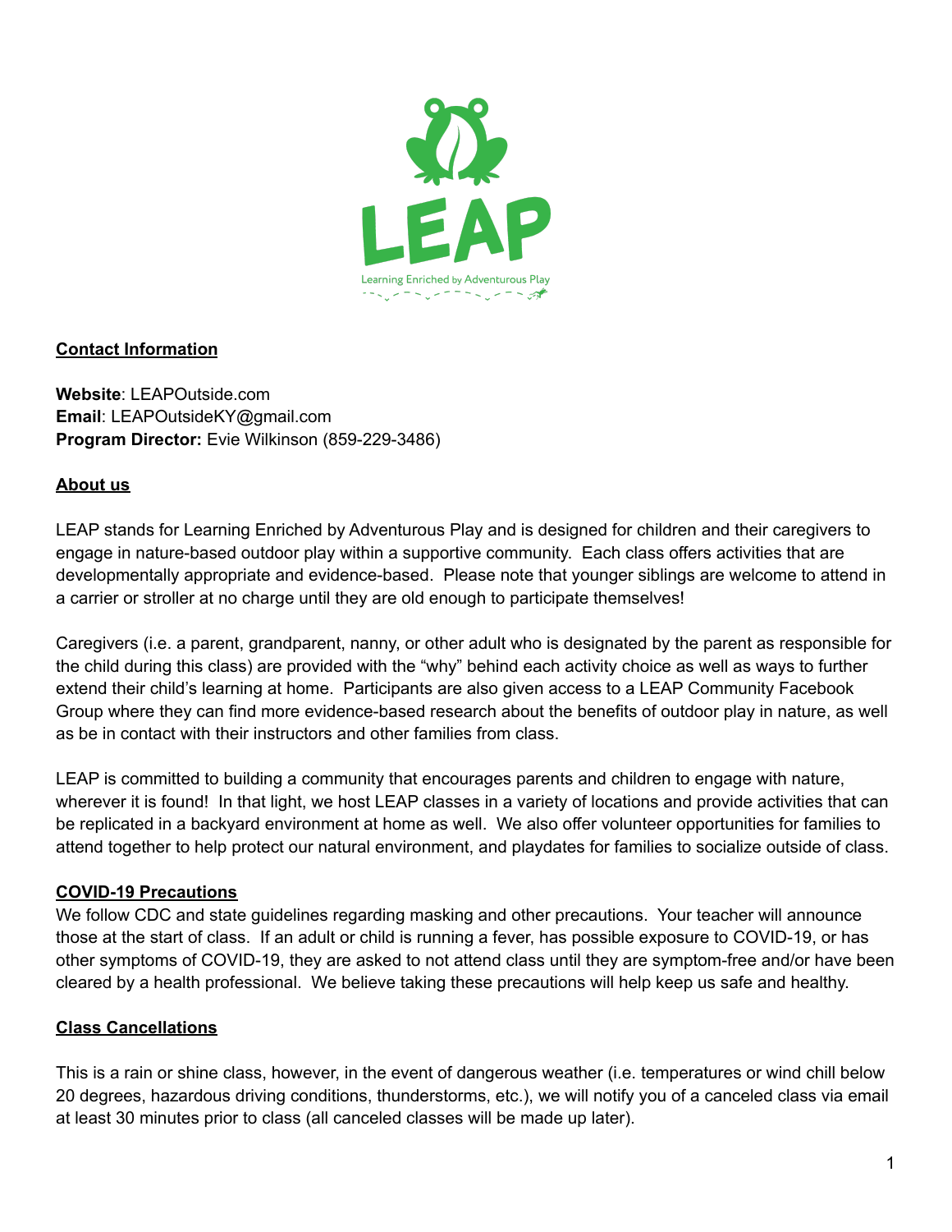LEAP

Learning Enriched by Adventurous Play

## Contact Information

**Website**: LEAPOutside.com
**Email**: LEAPOutsideKY@gmail.com
**Program Director:** Evie Wilkinson (859-229-3486)

## About us

LEAP stands for Learning Enriched by Adventurous Play and is designed for children and their caregivers to engage in nature-based outdoor play within a supportive community. Each class offers activities that are developmentally appropriate and evidence-based. Please note that younger siblings are welcome to attend in a carrier or stroller at no charge until they are old enough to participate themselves!

Caregivers (i.e. a parent, grandparent, nanny, or other adult who is designated by the parent as responsible for the child during this class) are provided with the "why" behind each activity choice as well as ways to further extend their child's learning at home. Participants are also given access to a LEAP Community Facebook Group where they can find more evidence-based research about the benefits of outdoor play in nature, as well as be in contact with their instructors and other families from class.

LEAP is committed to building a community that encourages parents and children to engage with nature, wherever it is found! In that light, we host LEAP classes in a variety of locations and provide activities that can be replicated in a backyard environment at home as well. We also offer volunteer opportunities for families to attend together to help protect our natural environment, and playdates for families to socialize outside of class.

## COVID-19 Precautions

We follow CDC and state guidelines regarding masking and other precautions. Your teacher will announce those at the start of class. If an adult or child is running a fever, has possible exposure to COVID-19, or has other symptoms of COVID-19, they are asked to not attend class until they are symptom-free and/or have been cleared by a health professional. We believe taking these precautions will help keep us safe and healthy.

## Class Cancellations

This is a rain or shine class, however, in the event of dangerous weather (i.e. temperatures or wind chill below 20 degrees, hazardous driving conditions, thunderstorms, etc.), we will notify you of a canceled class via email at least 30 minutes prior to class (all canceled classes will be made up later).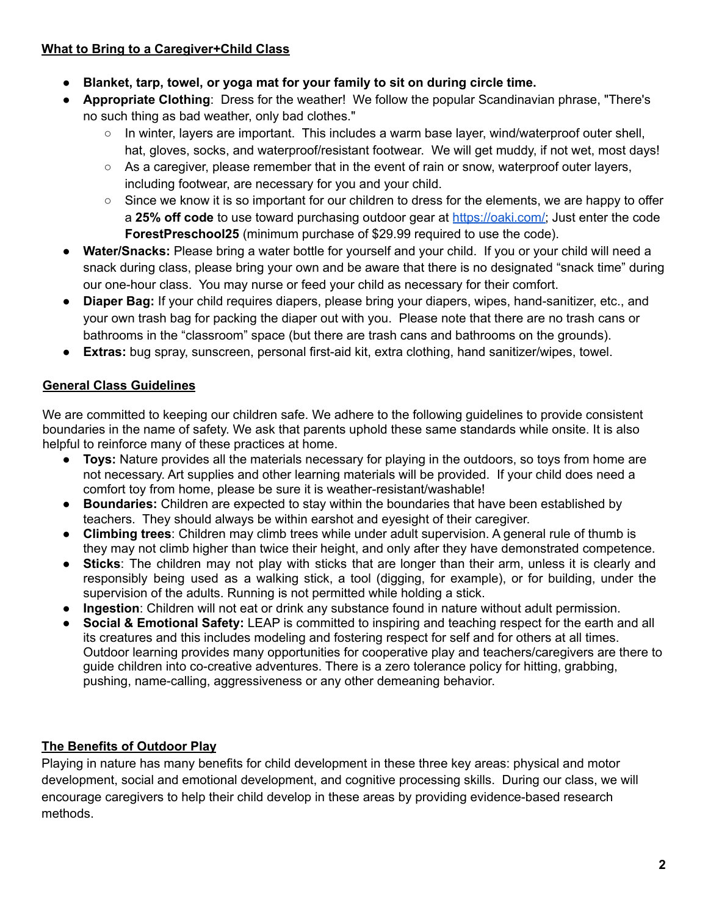## What to Bring to a Caregiver+Child Class

- **Blanket, tarp, towel, or yoga mat for your family to sit on during circle time.**
- **Appropriate Clothing**: Dress for the weather! We follow the popular Scandinavian phrase, "There's no such thing as bad weather, only bad clothes."
    - In winter, layers are important. This includes a warm base layer, wind/waterproof outer shell, hat, gloves, socks, and waterproof/resistant footwear. We will get muddy, if not wet, most days!
    - As a caregiver, please remember that in the event of rain or snow, waterproof outer layers, including footwear, are necessary for you and your child.
    - Since we know it is so important for our children to dress for the elements, we are happy to offer a **25% off code** to use toward purchasing outdoor gear at [https://oaki.com/](https://oaki.com/); Just enter the code **ForestPreschool25** (minimum purchase of $29.99 required to use the code).
- **Water/Snacks:** Please bring a water bottle for yourself and your child. If you or your child will need a snack during class, please bring your own and be aware that there is no designated "snack time" during our one-hour class. You may nurse or feed your child as necessary for their comfort.
- **Diaper Bag:** If your child requires diapers, please bring your diapers, wipes, hand-sanitizer, etc., and your own trash bag for packing the diaper out with you. Please note that there are no trash cans or bathrooms in the "classroom" space (but there are trash cans and bathrooms on the grounds).
- **Extras:** bug spray, sunscreen, personal first-aid kit, extra clothing, hand sanitizer/wipes, towel.

## General Class Guidelines

We are committed to keeping our children safe. We adhere to the following guidelines to provide consistent boundaries in the name of safety. We ask that parents uphold these same standards while onsite. It is also helpful to reinforce many of these practices at home.

- **Toys:** Nature provides all the materials necessary for playing in the outdoors, so toys from home are not necessary. Art supplies and other learning materials will be provided. If your child does need a comfort toy from home, please be sure it is weather-resistant/washable!
- **Boundaries:** Children are expected to stay within the boundaries that have been established by teachers. They should always be within earshot and eyesight of their caregiver.
- **Climbing trees**: Children may climb trees while under adult supervision. A general rule of thumb is they may not climb higher than twice their height, and only after they have demonstrated competence.
- **Sticks**: The children may not play with sticks that are longer than their arm, unless it is clearly and responsibly being used as a walking stick, a tool (digging, for example), or for building, under the supervision of the adults. Running is not permitted while holding a stick.
- **Ingestion**: Children will not eat or drink any substance found in nature without adult permission.
- **Social & Emotional Safety:** LEAP is committed to inspiring and teaching respect for the earth and all its creatures and this includes modeling and fostering respect for self and for others at all times. Outdoor learning provides many opportunities for cooperative play and teachers/caregivers are there to guide children into co-creative adventures. There is a zero tolerance policy for hitting, grabbing, pushing, name-calling, aggressiveness or any other demeaning behavior.

## The Benefits of Outdoor Play

Playing in nature has many benefits for child development in these three key areas: physical and motor development, social and emotional development, and cognitive processing skills. During our class, we will encourage caregivers to help their child develop in these areas by providing evidence-based research methods.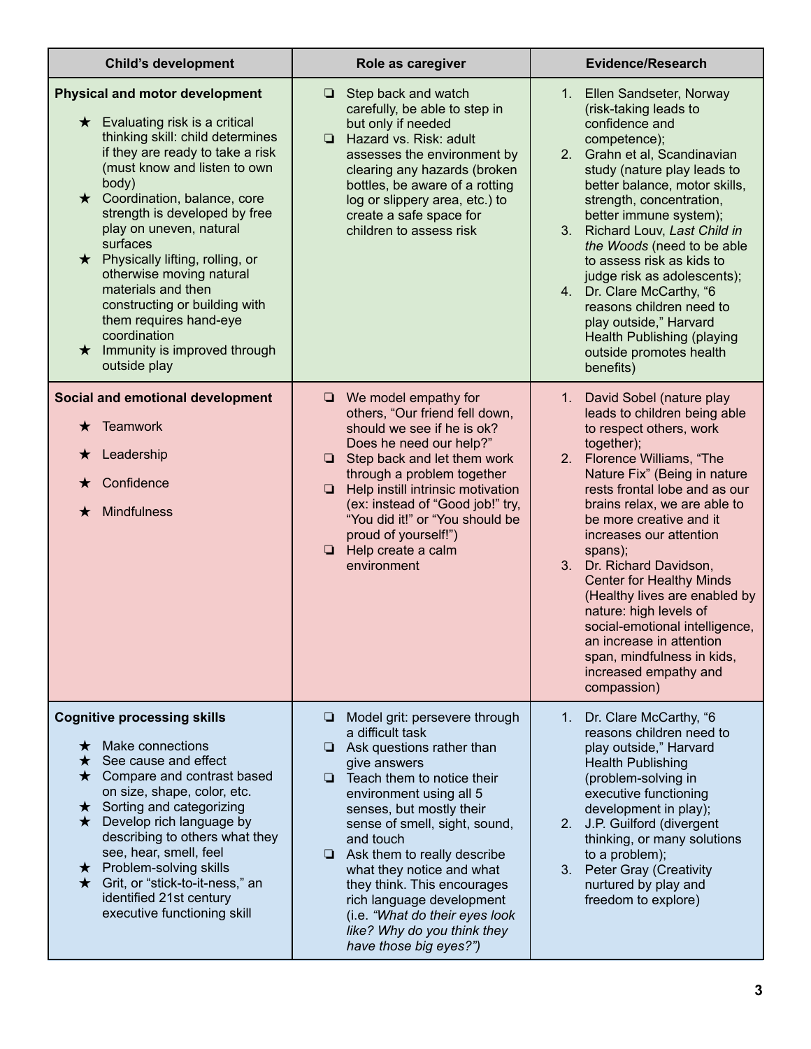| Child's development | Role as caregiver | Evidence/Research |
| --- | --- | --- |
| **Physical and motor development**<br><br>★ Evaluating risk is a critical thinking skill: child determines if they are ready to take a risk (must know and listen to own body)<br>★ Coordination, balance, core strength is developed by free play on uneven, natural surfaces<br>★ Physically lifting, rolling, or otherwise moving natural materials and then constructing or building with them requires hand-eye coordination<br>★ Immunity is improved through outside play | ❏ Step back and watch carefully, be able to step in but only if needed<br>❏ Hazard vs. Risk: adult assesses the environment by clearing any hazards (broken bottles, be aware of a rotting log or slippery area, etc.) to create a safe space for children to assess risk | 1. Ellen Sandseter, Norway (risk-taking leads to confidence and competence);<br>2. Grahn et al, Scandinavian study (nature play leads to better balance, motor skills, strength, concentration, better immune system);<br>3. Richard Louv, *Last Child in the Woods* (need to be able to assess risk as kids to judge risk as adolescents);<br>4. Dr. Clare McCarthy, "6 reasons children need to play outside," Harvard Health Publishing (playing outside promotes health benefits) |
| **Social and emotional development**<br><br>★ Teamwork<br>★ Leadership<br>★ Confidence<br>★ Mindfulness | ❏ We model empathy for others, "Our friend fell down, should we see if he is ok? Does he need our help?"<br>❏ Step back and let them work through a problem together<br>❏ Help instill intrinsic motivation (ex: instead of "Good job!" try, "You did it!" or "You should be proud of yourself!")<br>❏ Help create a calm environment | 1. David Sobel (nature play leads to children being able to respect others, work together);<br>2. Florence Williams, "The Nature Fix" (Being in nature rests frontal lobe and as our brains relax, we are able to be more creative and it increases our attention spans);<br>3. Dr. Richard Davidson, Center for Healthy Minds (Healthy lives are enabled by nature: high levels of social-emotional intelligence, an increase in attention span, mindfulness in kids, increased empathy and compassion) |
| **Cognitive processing skills**<br><br>★ Make connections<br>★ See cause and effect<br>★ Compare and contrast based on size, shape, color, etc.<br>★ Sorting and categorizing<br>★ Develop rich language by describing to others what they see, hear, smell, feel<br>★ Problem-solving skills<br>★ Grit, or "stick-to-it-ness," an identified 21st century executive functioning skill | ❏ Model grit: persevere through a difficult task<br>❏ Ask questions rather than give answers<br>❏ Teach them to notice their environment using all 5 senses, but mostly their sense of smell, sight, sound, and touch<br>❏ Ask them to really describe what they notice and what they think. This encourages rich language development (i.e. *"What do their eyes look like? Why do you think they have those big eyes?")* | 1. Dr. Clare McCarthy, "6 reasons children need to play outside," Harvard Health Publishing (problem-solving in executive functioning development in play);<br>2. J.P. Guilford (divergent thinking, or many solutions to a problem);<br>3. Peter Gray (Creativity nurtured by play and freedom to explore) |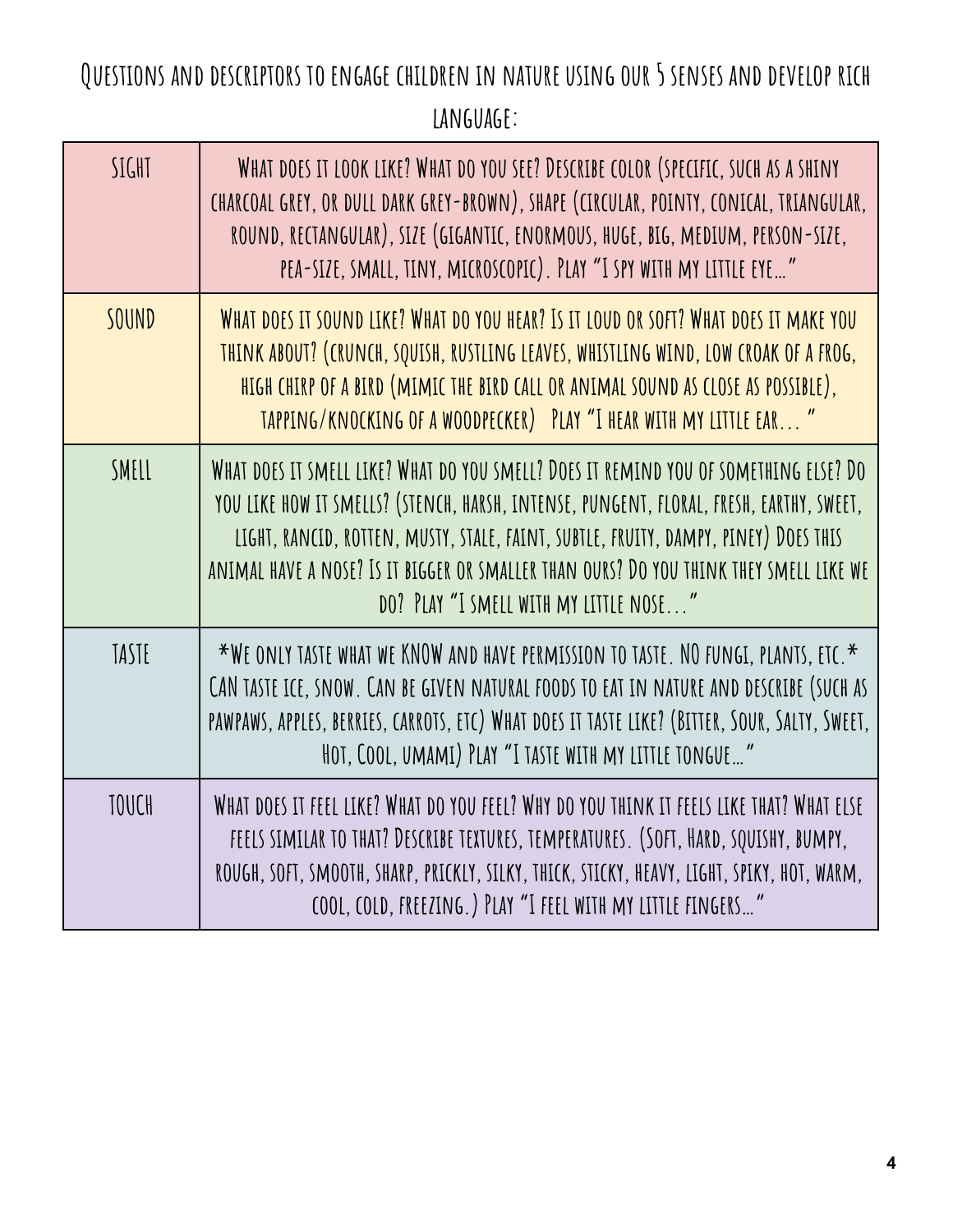# Questions and descriptors to engage children in nature using our 5 senses and develop rich language:

| | |
|---|---|
| SIGHT | What does it look like? What do you see? Describe color (specific, such as a shiny charcoal grey, or dull dark grey-brown), shape (circular, pointy, conical, triangular, round, rectangular), size (gigantic, enormous, huge, big, medium, person-size, pea-size, small, tiny, microscopic). Play "I spy with my little eye…" |
| SOUND | What does it sound like? What do you hear? Is it loud or soft? What does it make you think about? (crunch, squish, rustling leaves, whistling wind, low croak of a frog, high chirp of a bird (mimic the bird call or animal sound as close as possible), tapping/knocking of a woodpecker) Play "I hear with my little ear… " |
| SMELL | What does it smell like? What do you smell? Does it remind you of something else? Do you like how it smells? (stench, harsh, intense, pungent, floral, fresh, earthy, sweet, light, rancid, rotten, musty, stale, faint, subtle, fruity, dampy, piney) Does this animal have a nose? Is it bigger or smaller than ours? Do you think they smell like we do? Play "I smell with my little nose…" |
| TASTE | *We only taste what we KNOW and have permission to taste. NO fungi, plants, etc.* CAN taste ice, snow. Can be given natural foods to eat in nature and describe (such as pawpaws, apples, berries, carrots, etc) What does it taste like? (Bitter, Sour, Salty, Sweet, Hot, Cool, umami) Play "I taste with my little tongue…" |
| TOUCH | What does it feel like? What do you feel? Why do you think it feels like that? What else feels similar to that? Describe textures, temperatures. (Soft, Hard, squishy, bumpy, rough, soft, smooth, sharp, prickly, silky, thick, sticky, heavy, light, spiky, hot, warm, cool, cold, freezing.) Play "I feel with my little fingers…" |